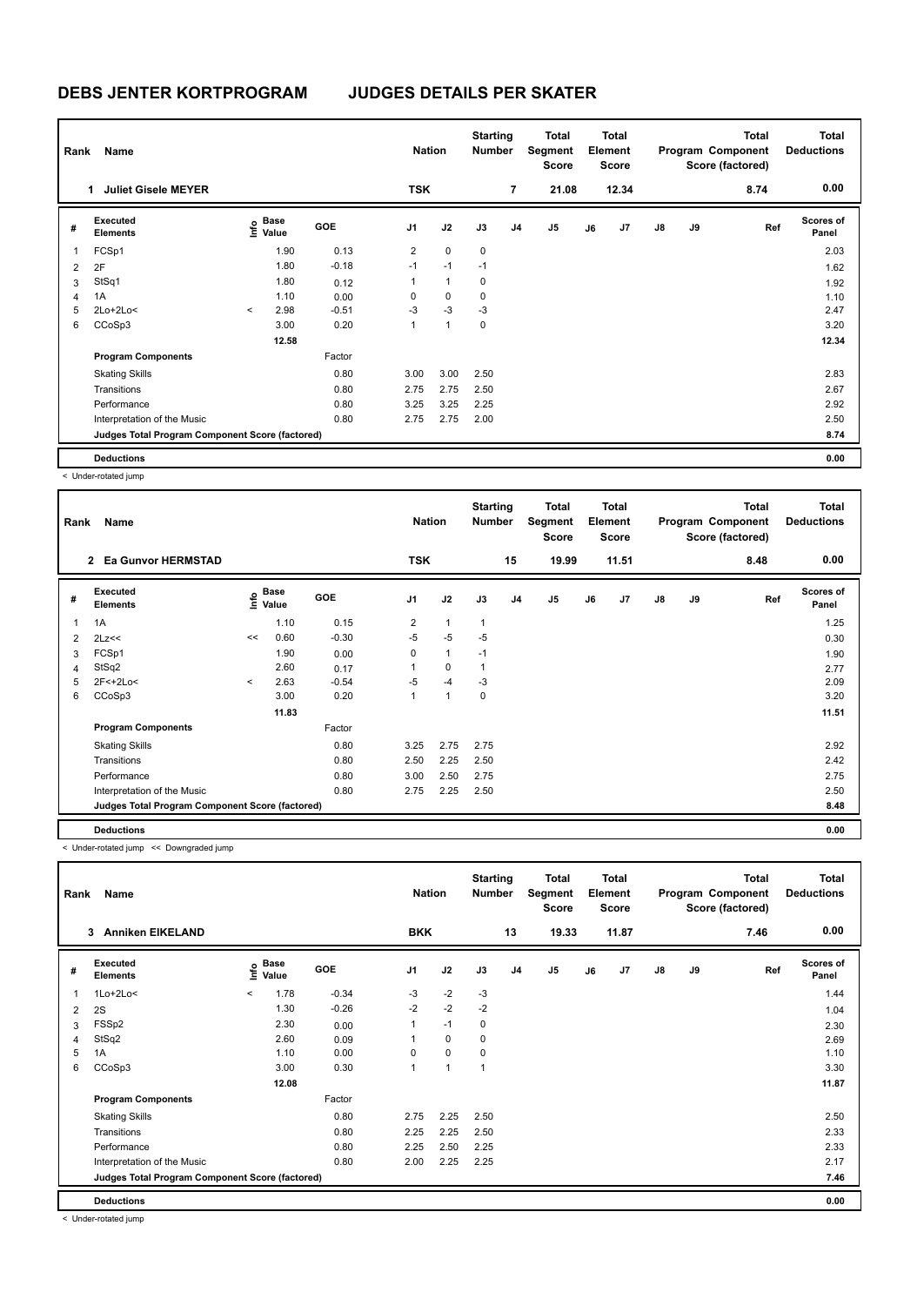# DEBS JENTER KORTPROGRAM JUDGES DETAILS PER SKATER

| Rank | Name | Nation | Starting Number | Total Segment Score | Total Element Score | Total Program Component Score (factored) | Total Deductions |
|---|---|---|---|---|---|---|---|
| 1 | Juliet Gisele MEYER | TSK | 7 | 21.08 | 12.34 | 8.74 | 0.00 |

| # | Executed Elements | Info | Base Value | GOE | J1 | J2 | J3 | J4 | J5 | J6 | J7 | J8 | J9 | Ref | Scores of Panel |
|---|---|---|---|---|---|---|---|---|---|---|---|---|---|---|---|
| 1 | FCSp1 | | 1.90 | 0.13 | 2 | 0 | 0 | | | | | | | | 2.03 |
| 2 | 2F | | 1.80 | -0.18 | -1 | -1 | -1 | | | | | | | | 1.62 |
| 3 | StSq1 | | 1.80 | 0.12 | 1 | 1 | 0 | | | | | | | | 1.92 |
| 4 | 1A | | 1.10 | 0.00 | 0 | 0 | 0 | | | | | | | | 1.10 |
| 5 | 2Lo+2Lo< | < | 2.98 | -0.51 | -3 | -3 | -3 | | | | | | | | 2.47 |
| 6 | CCoSp3 | | 3.00 | 0.20 | 1 | 1 | 0 | | | | | | | | 3.20 |
| | | | 12.58 | | | | | | | | | | | | 12.34 |
| | **Program Components** | | | Factor | | | | | | | | | | | |
| | Skating Skills | | | 0.80 | 3.00 | 3.00 | 2.50 | | | | | | | | 2.83 |
| | Transitions | | | 0.80 | 2.75 | 2.75 | 2.50 | | | | | | | | 2.67 |
| | Performance | | | 0.80 | 3.25 | 3.25 | 2.25 | | | | | | | | 2.92 |
| | Interpretation of the Music | | | 0.80 | 2.75 | 2.75 | 2.00 | | | | | | | | 2.50 |
| | **Judges Total Program Component Score (factored)** | | | | | | | | | | | | | | 8.74 |
| | **Deductions** | | | | | | | | | | | | | | 0.00 |

< Under-rotated jump

| Rank | Name | Nation | Starting Number | Total Segment Score | Total Element Score | Total Program Component Score (factored) | Total Deductions |
|---|---|---|---|---|---|---|---|
| 2 | Ea Gunvor HERMSTAD | TSK | 15 | 19.99 | 11.51 | 8.48 | 0.00 |

| # | Executed Elements | Info | Base Value | GOE | J1 | J2 | J3 | J4 | J5 | J6 | J7 | J8 | J9 | Ref | Scores of Panel |
|---|---|---|---|---|---|---|---|---|---|---|---|---|---|---|---|
| 1 | 1A | | 1.10 | 0.15 | 2 | 1 | 1 | | | | | | | | 1.25 |
| 2 | 2Lz<< | << | 0.60 | -0.30 | -5 | -5 | -5 | | | | | | | | 0.30 |
| 3 | FCSp1 | | 1.90 | 0.00 | 0 | 1 | -1 | | | | | | | | 1.90 |
| 4 | StSq2 | | 2.60 | 0.17 | 1 | 0 | 1 | | | | | | | | 2.77 |
| 5 | 2F<+2Lo< | < | 2.63 | -0.54 | -5 | -4 | -3 | | | | | | | | 2.09 |
| 6 | CCoSp3 | | 3.00 | 0.20 | 1 | 1 | 0 | | | | | | | | 3.20 |
| | | | 11.83 | | | | | | | | | | | | 11.51 |
| | **Program Components** | | | Factor | | | | | | | | | | | |
| | Skating Skills | | | 0.80 | 3.25 | 2.75 | 2.75 | | | | | | | | 2.92 |
| | Transitions | | | 0.80 | 2.50 | 2.25 | 2.50 | | | | | | | | 2.42 |
| | Performance | | | 0.80 | 3.00 | 2.50 | 2.75 | | | | | | | | 2.75 |
| | Interpretation of the Music | | | 0.80 | 2.75 | 2.25 | 2.50 | | | | | | | | 2.50 |
| | **Judges Total Program Component Score (factored)** | | | | | | | | | | | | | | 8.48 |
| | **Deductions** | | | | | | | | | | | | | | 0.00 |

< Under-rotated jump << Downgraded jump

| Rank | Name | Nation | Starting Number | Total Segment Score | Total Element Score | Total Program Component Score (factored) | Total Deductions |
|---|---|---|---|---|---|---|---|
| 3 | Anniken EIKELAND | BKK | 13 | 19.33 | 11.87 | 7.46 | 0.00 |

| # | Executed Elements | Info | Base Value | GOE | J1 | J2 | J3 | J4 | J5 | J6 | J7 | J8 | J9 | Ref | Scores of Panel |
|---|---|---|---|---|---|---|---|---|---|---|---|---|---|---|---|
| 1 | 1Lo+2Lo< | < | 1.78 | -0.34 | -3 | -2 | -3 | | | | | | | | 1.44 |
| 2 | 2S | | 1.30 | -0.26 | -2 | -2 | -2 | | | | | | | | 1.04 |
| 3 | FSSp2 | | 2.30 | 0.00 | 1 | -1 | 0 | | | | | | | | 2.30 |
| 4 | StSq2 | | 2.60 | 0.09 | 1 | 0 | 0 | | | | | | | | 2.69 |
| 5 | 1A | | 1.10 | 0.00 | 0 | 0 | 0 | | | | | | | | 1.10 |
| 6 | CCoSp3 | | 3.00 | 0.30 | 1 | 1 | 1 | | | | | | | | 3.30 |
| | | | 12.08 | | | | | | | | | | | | 11.87 |
| | **Program Components** | | | Factor | | | | | | | | | | | |
| | Skating Skills | | | 0.80 | 2.75 | 2.25 | 2.50 | | | | | | | | 2.50 |
| | Transitions | | | 0.80 | 2.25 | 2.25 | 2.50 | | | | | | | | 2.33 |
| | Performance | | | 0.80 | 2.25 | 2.50 | 2.25 | | | | | | | | 2.33 |
| | Interpretation of the Music | | | 0.80 | 2.00 | 2.25 | 2.25 | | | | | | | | 2.17 |
| | **Judges Total Program Component Score (factored)** | | | | | | | | | | | | | | 7.46 |
| | **Deductions** | | | | | | | | | | | | | | 0.00 |

< Under-rotated jump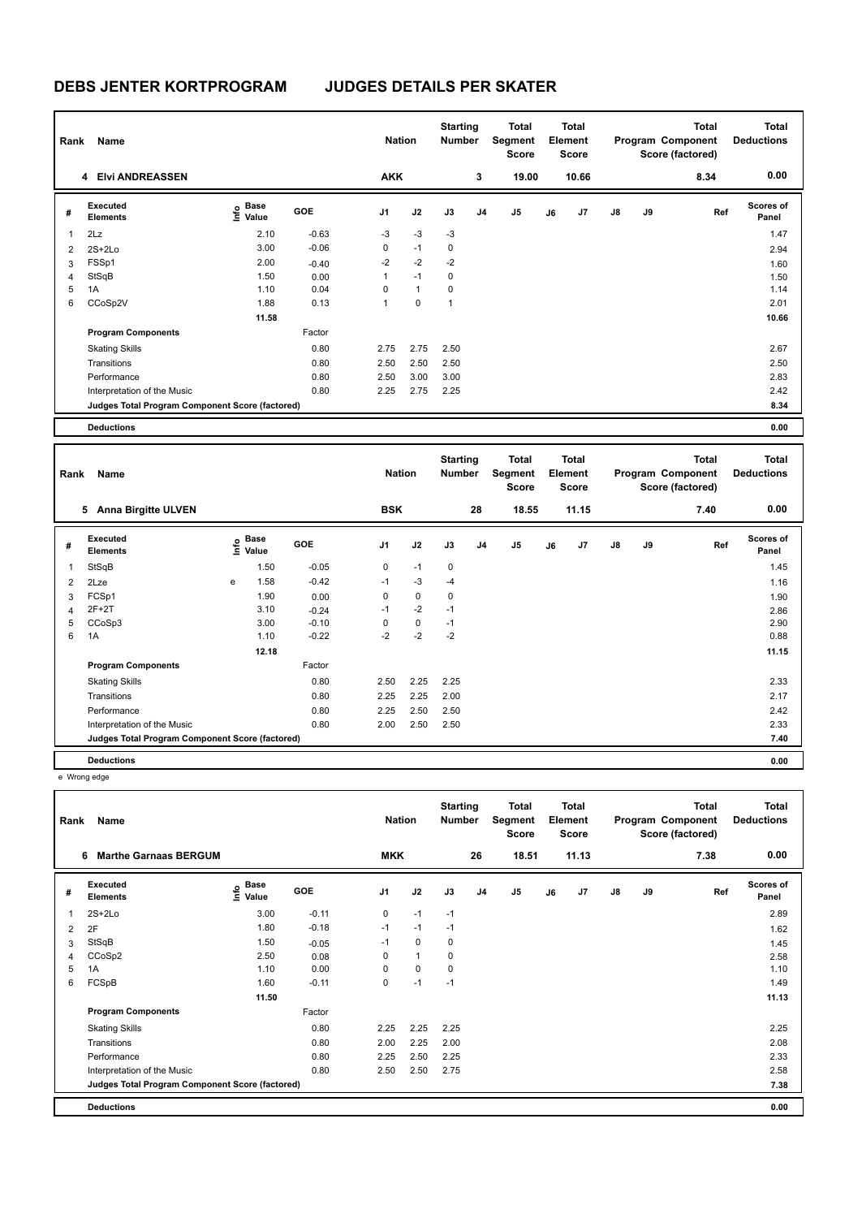# DEBS JENTER KORTPROGRAM JUDGES DETAILS PER SKATER

| Rank | Name | Nation | Starting Number | Total Segment Score | Total Element Score | Total Program Component Score (factored) | Total Deductions |
|---|---|---|---|---|---|---|---|
| 4 | Elvi ANDREASSEN | AKK | 3 | 19.00 | 10.66 | 8.34 | 0.00 |

| # | Executed Elements | Info | Base Value | GOE | J1 | J2 | J3 | J4 | J5 | J6 | J7 | J8 | J9 | Ref | Scores of Panel |
|---|---|---|---|---|---|---|---|---|---|---|---|---|---|---|---|
| 1 | 2Lz | | 2.10 | -0.63 | -3 | -3 | -3 | | | | | | | | 1.47 |
| 2 | 2S+2Lo | | 3.00 | -0.06 | 0 | -1 | 0 | | | | | | | | 2.94 |
| 3 | FSSp1 | | 2.00 | -0.40 | -2 | -2 | -2 | | | | | | | | 1.60 |
| 4 | StSqB | | 1.50 | 0.00 | 1 | -1 | 0 | | | | | | | | 1.50 |
| 5 | 1A | | 1.10 | 0.04 | 0 | 1 | 0 | | | | | | | | 1.14 |
| 6 | CCoSp2V | | 1.88 | 0.13 | 1 | 0 | 1 | | | | | | | | 2.01 |
| | | | 11.58 | | | | | | | | | | | | 10.66 |
| | **Program Components** | | | Factor | | | | | | | | | | | |
| | Skating Skills | | | 0.80 | 2.75 | 2.75 | 2.50 | | | | | | | | 2.67 |
| | Transitions | | | 0.80 | 2.50 | 2.50 | 2.50 | | | | | | | | 2.50 |
| | Performance | | | 0.80 | 2.50 | 3.00 | 3.00 | | | | | | | | 2.83 |
| | Interpretation of the Music | | | 0.80 | 2.25 | 2.75 | 2.25 | | | | | | | | 2.42 |
| | **Judges Total Program Component Score (factored)** | | | | | | | | | | | | | | 8.34 |
| | **Deductions** | | | | | | | | | | | | | | 0.00 |

| Rank | Name | Nation | Starting Number | Total Segment Score | Total Element Score | Total Program Component Score (factored) | Total Deductions |
|---|---|---|---|---|---|---|---|
| 5 | Anna Birgitte ULVEN | BSK | 28 | 18.55 | 11.15 | 7.40 | 0.00 |

| # | Executed Elements | Info | Base Value | GOE | J1 | J2 | J3 | J4 | J5 | J6 | J7 | J8 | J9 | Ref | Scores of Panel |
|---|---|---|---|---|---|---|---|---|---|---|---|---|---|---|---|
| 1 | StSqB | | 1.50 | -0.05 | 0 | -1 | 0 | | | | | | | | 1.45 |
| 2 | 2Lze | e | 1.58 | -0.42 | -1 | -3 | -4 | | | | | | | | 1.16 |
| 3 | FCSp1 | | 1.90 | 0.00 | 0 | 0 | 0 | | | | | | | | 1.90 |
| 4 | 2F+2T | | 3.10 | -0.24 | -1 | -2 | -1 | | | | | | | | 2.86 |
| 5 | CCoSp3 | | 3.00 | -0.10 | 0 | 0 | -1 | | | | | | | | 2.90 |
| 6 | 1A | | 1.10 | -0.22 | -2 | -2 | -2 | | | | | | | | 0.88 |
| | | | 12.18 | | | | | | | | | | | | 11.15 |
| | **Program Components** | | | Factor | | | | | | | | | | | |
| | Skating Skills | | | 0.80 | 2.50 | 2.25 | 2.25 | | | | | | | | 2.33 |
| | Transitions | | | 0.80 | 2.25 | 2.25 | 2.00 | | | | | | | | 2.17 |
| | Performance | | | 0.80 | 2.25 | 2.50 | 2.50 | | | | | | | | 2.42 |
| | Interpretation of the Music | | | 0.80 | 2.00 | 2.50 | 2.50 | | | | | | | | 2.33 |
| | **Judges Total Program Component Score (factored)** | | | | | | | | | | | | | | 7.40 |
| | **Deductions** | | | | | | | | | | | | | | 0.00 |

e Wrong edge

| Rank | Name | Nation | Starting Number | Total Segment Score | Total Element Score | Total Program Component Score (factored) | Total Deductions |
|---|---|---|---|---|---|---|---|
| 6 | Marthe Garnaas BERGUM | MKK | 26 | 18.51 | 11.13 | 7.38 | 0.00 |

| # | Executed Elements | Info | Base Value | GOE | J1 | J2 | J3 | J4 | J5 | J6 | J7 | J8 | J9 | Ref | Scores of Panel |
|---|---|---|---|---|---|---|---|---|---|---|---|---|---|---|---|
| 1 | 2S+2Lo | | 3.00 | -0.11 | 0 | -1 | -1 | | | | | | | | 2.89 |
| 2 | 2F | | 1.80 | -0.18 | -1 | -1 | -1 | | | | | | | | 1.62 |
| 3 | StSqB | | 1.50 | -0.05 | -1 | 0 | 0 | | | | | | | | 1.45 |
| 4 | CCoSp2 | | 2.50 | 0.08 | 0 | 1 | 0 | | | | | | | | 2.58 |
| 5 | 1A | | 1.10 | 0.00 | 0 | 0 | 0 | | | | | | | | 1.10 |
| 6 | FCSpB | | 1.60 | -0.11 | 0 | -1 | -1 | | | | | | | | 1.49 |
| | | | 11.50 | | | | | | | | | | | | 11.13 |
| | **Program Components** | | | Factor | | | | | | | | | | | |
| | Skating Skills | | | 0.80 | 2.25 | 2.25 | 2.25 | | | | | | | | 2.25 |
| | Transitions | | | 0.80 | 2.00 | 2.25 | 2.00 | | | | | | | | 2.08 |
| | Performance | | | 0.80 | 2.25 | 2.50 | 2.25 | | | | | | | | 2.33 |
| | Interpretation of the Music | | | 0.80 | 2.50 | 2.50 | 2.75 | | | | | | | | 2.58 |
| | **Judges Total Program Component Score (factored)** | | | | | | | | | | | | | | 7.38 |
| | **Deductions** | | | | | | | | | | | | | | 0.00 |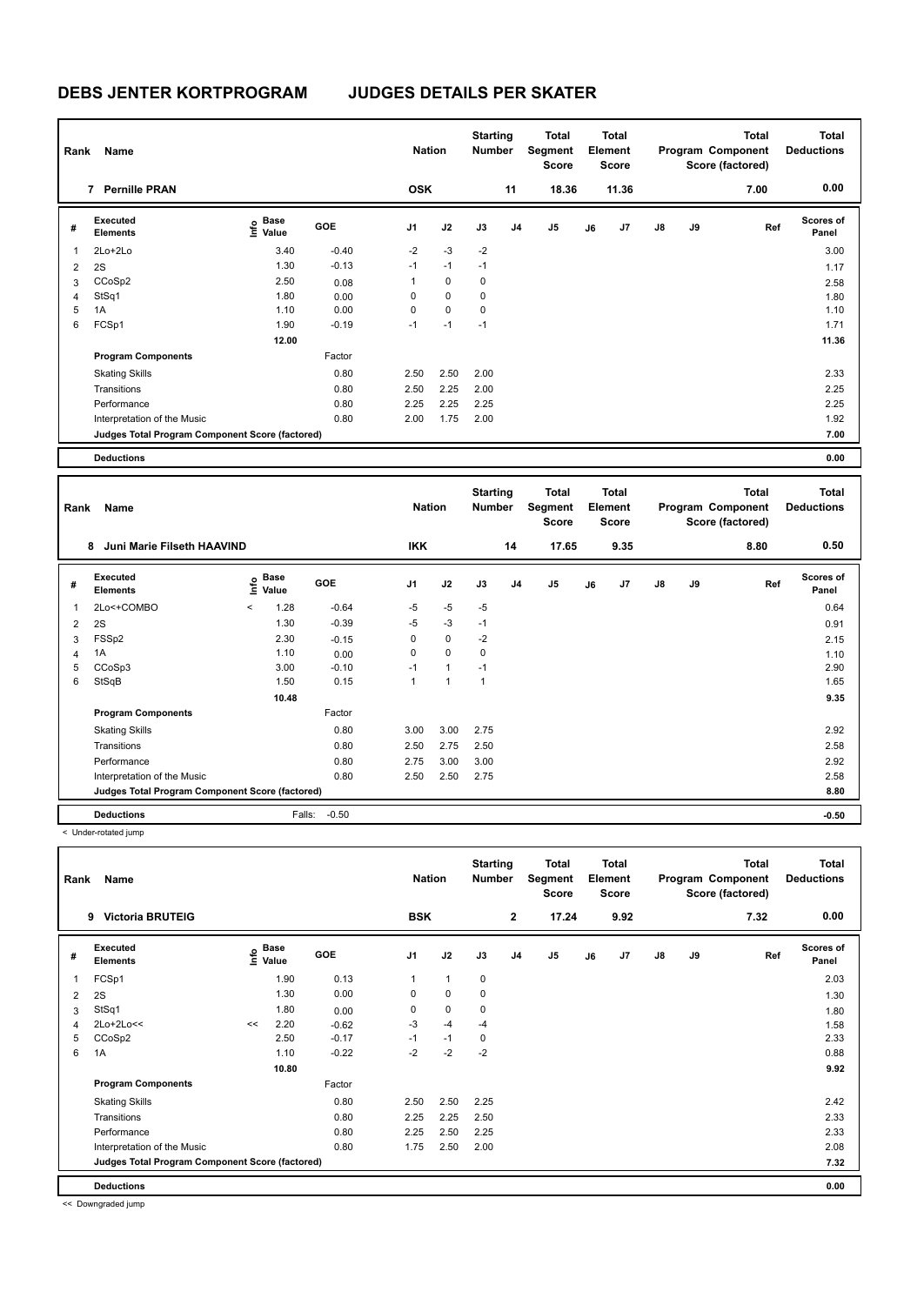# DEBS JENTER KORTPROGRAM JUDGES DETAILS PER SKATER

| Rank | Name | Nation | Starting Number | Total Segment Score | Total Element Score | Total Program Component Score (factored) | Total Deductions |
|---|---|---|---|---|---|---|---|
| 7 | Pernille PRAN | OSK | 11 | 18.36 | 11.36 | 7.00 | 0.00 |

| # | Executed Elements | Info | Base Value | GOE | J1 | J2 | J3 | J4 | J5 | J6 | J7 | J8 | J9 | Ref | Scores of Panel |
|---|---|---|---|---|---|---|---|---|---|---|---|---|---|---|---|
| 1 | 2Lo+2Lo | | 3.40 | -0.40 | -2 | -3 | -2 | | | | | | | | 3.00 |
| 2 | 2S | | 1.30 | -0.13 | -1 | -1 | -1 | | | | | | | | 1.17 |
| 3 | CCoSp2 | | 2.50 | 0.08 | 1 | 0 | 0 | | | | | | | | 2.58 |
| 4 | StSq1 | | 1.80 | 0.00 | 0 | 0 | 0 | | | | | | | | 1.80 |
| 5 | 1A | | 1.10 | 0.00 | 0 | 0 | 0 | | | | | | | | 1.10 |
| 6 | FCSp1 | | 1.90 | -0.19 | -1 | -1 | -1 | | | | | | | | 1.71 |
| | | | 12.00 | | | | | | | | | | | | 11.36 |

| Program Components | Factor | J1 | J2 | J3 | Scores of Panel |
|---|---|---|---|---|---|
| Skating Skills | 0.80 | 2.50 | 2.50 | 2.00 | 2.33 |
| Transitions | 0.80 | 2.50 | 2.25 | 2.00 | 2.25 |
| Performance | 0.80 | 2.25 | 2.25 | 2.25 | 2.25 |
| Interpretation of the Music | 0.80 | 2.00 | 1.75 | 2.00 | 1.92 |
| Judges Total Program Component Score (factored) | | | | | 7.00 |

| Deductions | | 0.00 |
|---|---|---|

| Rank | Name | Nation | Starting Number | Total Segment Score | Total Element Score | Total Program Component Score (factored) | Total Deductions |
|---|---|---|---|---|---|---|---|
| 8 | Juni Marie Filseth HAAVIND | IKK | 14 | 17.65 | 9.35 | 8.80 | 0.50 |

| # | Executed Elements | Info | Base Value | GOE | J1 | J2 | J3 | J4 | J5 | J6 | J7 | J8 | J9 | Ref | Scores of Panel |
|---|---|---|---|---|---|---|---|---|---|---|---|---|---|---|---|
| 1 | 2Lo<+COMBO | < | 1.28 | -0.64 | -5 | -5 | -5 | | | | | | | | 0.64 |
| 2 | 2S | | 1.30 | -0.39 | -5 | -3 | -1 | | | | | | | | 0.91 |
| 3 | FSSp2 | | 2.30 | -0.15 | 0 | 0 | -2 | | | | | | | | 2.15 |
| 4 | 1A | | 1.10 | 0.00 | 0 | 0 | 0 | | | | | | | | 1.10 |
| 5 | CCoSp3 | | 3.00 | -0.10 | -1 | 1 | -1 | | | | | | | | 2.90 |
| 6 | StSqB | | 1.50 | 0.15 | 1 | 1 | 1 | | | | | | | | 1.65 |
| | | | 10.48 | | | | | | | | | | | | 9.35 |

| Program Components | Factor | J1 | J2 | J3 | Scores of Panel |
|---|---|---|---|---|---|
| Skating Skills | 0.80 | 3.00 | 3.00 | 2.75 | 2.92 |
| Transitions | 0.80 | 2.50 | 2.75 | 2.50 | 2.58 |
| Performance | 0.80 | 2.75 | 3.00 | 3.00 | 2.92 |
| Interpretation of the Music | 0.80 | 2.50 | 2.50 | 2.75 | 2.58 |
| Judges Total Program Component Score (factored) | | | | | 8.80 |

| Deductions | Falls: | -0.50 | -0.50 |
|---|---|---|---|

< Under-rotated jump

| Rank | Name | Nation | Starting Number | Total Segment Score | Total Element Score | Total Program Component Score (factored) | Total Deductions |
|---|---|---|---|---|---|---|---|
| 9 | Victoria BRUTEIG | BSK | 2 | 17.24 | 9.92 | 7.32 | 0.00 |

| # | Executed Elements | Info | Base Value | GOE | J1 | J2 | J3 | J4 | J5 | J6 | J7 | J8 | J9 | Ref | Scores of Panel |
|---|---|---|---|---|---|---|---|---|---|---|---|---|---|---|---|
| 1 | FCSp1 | | 1.90 | 0.13 | 1 | 1 | 0 | | | | | | | | 2.03 |
| 2 | 2S | | 1.30 | 0.00 | 0 | 0 | 0 | | | | | | | | 1.30 |
| 3 | StSq1 | | 1.80 | 0.00 | 0 | 0 | 0 | | | | | | | | 1.80 |
| 4 | 2Lo+2Lo<< | << | 2.20 | -0.62 | -3 | -4 | -4 | | | | | | | | 1.58 |
| 5 | CCoSp2 | | 2.50 | -0.17 | -1 | -1 | 0 | | | | | | | | 2.33 |
| 6 | 1A | | 1.10 | -0.22 | -2 | -2 | -2 | | | | | | | | 0.88 |
| | | | 10.80 | | | | | | | | | | | | 9.92 |

| Program Components | Factor | J1 | J2 | J3 | Scores of Panel |
|---|---|---|---|---|---|
| Skating Skills | 0.80 | 2.50 | 2.50 | 2.25 | 2.42 |
| Transitions | 0.80 | 2.25 | 2.25 | 2.50 | 2.33 |
| Performance | 0.80 | 2.25 | 2.50 | 2.25 | 2.33 |
| Interpretation of the Music | 0.80 | 1.75 | 2.50 | 2.00 | 2.08 |
| Judges Total Program Component Score (factored) | | | | | 7.32 |

| Deductions | | 0.00 |
|---|---|---|

<< Downgraded jump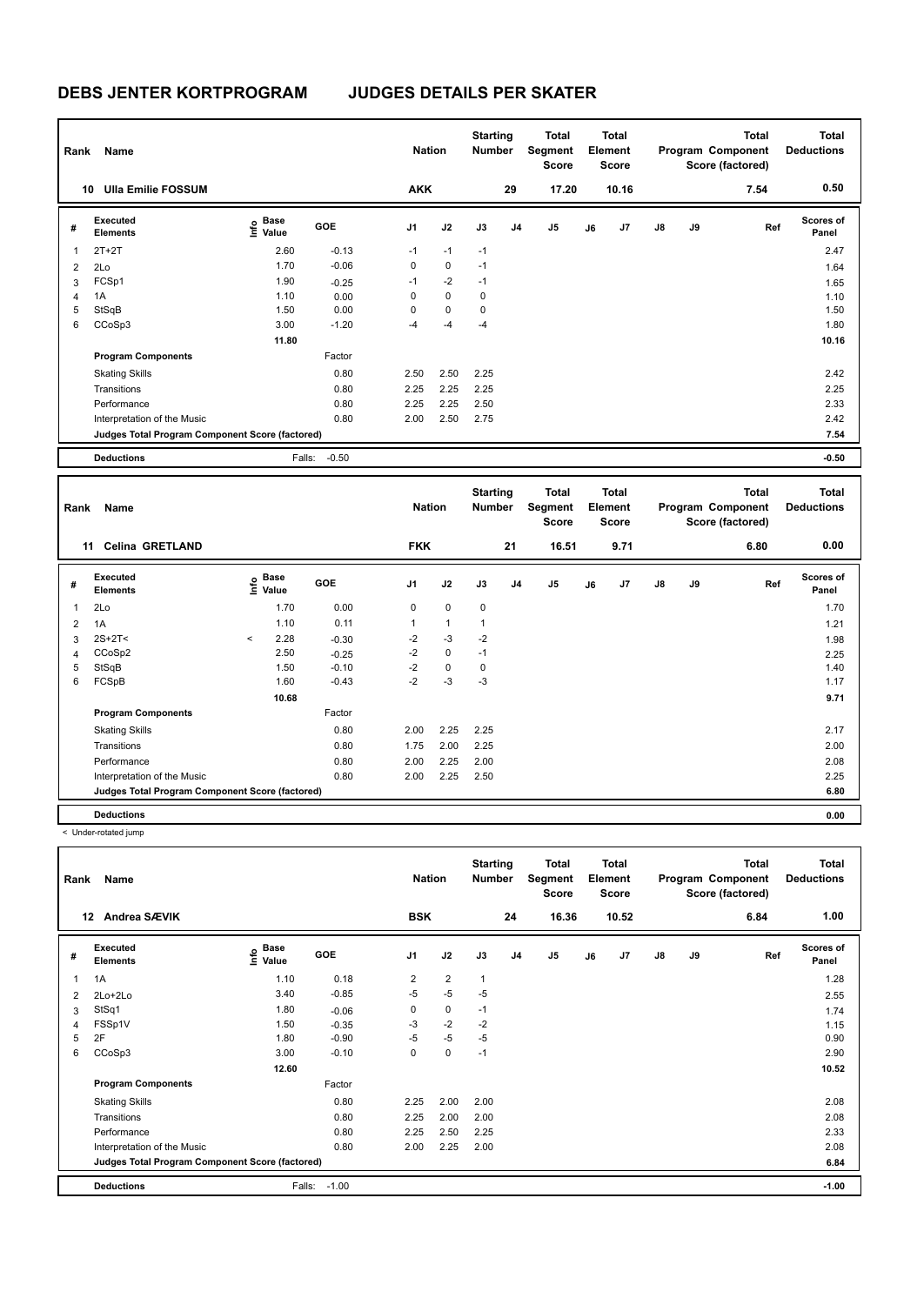# DEBS JENTER KORTPROGRAM JUDGES DETAILS PER SKATER

| Rank | Name | Nation | Starting Number | Total Segment Score | Total Element Score | Total Program Component Score (factored) | Total Deductions |
|---|---|---|---|---|---|---|---|
| 10 | Ulla Emilie FOSSUM | AKK | 29 | 17.20 | 10.16 | 7.54 | 0.50 |

| # | Executed Elements | Info | Base Value | GOE | J1 | J2 | J3 | J4 | J5 | J6 | J7 | J8 | J9 | Ref | Scores of Panel |
|---|---|---|---|---|---|---|---|---|---|---|---|---|---|---|---|
| 1 | 2T+2T | | 2.60 | -0.13 | -1 | -1 | -1 | | | | | | | | 2.47 |
| 2 | 2Lo | | 1.70 | -0.06 | 0 | 0 | -1 | | | | | | | | 1.64 |
| 3 | FCSp1 | | 1.90 | -0.25 | -1 | -2 | -1 | | | | | | | | 1.65 |
| 4 | 1A | | 1.10 | 0.00 | 0 | 0 | 0 | | | | | | | | 1.10 |
| 5 | StSqB | | 1.50 | 0.00 | 0 | 0 | 0 | | | | | | | | 1.50 |
| 6 | CCoSp3 | | 3.00 | -1.20 | -4 | -4 | -4 | | | | | | | | 1.80 |
| | | | 11.80 | | | | | | | | | | | | 10.16 |
| | **Program Components** | | | Factor | | | | | | | | | | | |
| | Skating Skills | | | 0.80 | 2.50 | 2.50 | 2.25 | | | | | | | | 2.42 |
| | Transitions | | | 0.80 | 2.25 | 2.25 | 2.25 | | | | | | | | 2.25 |
| | Performance | | | 0.80 | 2.25 | 2.25 | 2.50 | | | | | | | | 2.33 |
| | Interpretation of the Music | | | 0.80 | 2.00 | 2.50 | 2.75 | | | | | | | | 2.42 |
| | **Judges Total Program Component Score (factored)** | | | | | | | | | | | | | | 7.54 |
| | **Deductions** | | Falls: | -0.50 | | | | | | | | | | | -0.50 |

| Rank | Name | Nation | Starting Number | Total Segment Score | Total Element Score | Total Program Component Score (factored) | Total Deductions |
|---|---|---|---|---|---|---|---|
| 11 | Celina GRETLAND | FKK | 21 | 16.51 | 9.71 | 6.80 | 0.00 |

| # | Executed Elements | Info | Base Value | GOE | J1 | J2 | J3 | J4 | J5 | J6 | J7 | J8 | J9 | Ref | Scores of Panel |
|---|---|---|---|---|---|---|---|---|---|---|---|---|---|---|---|
| 1 | 2Lo | | 1.70 | 0.00 | 0 | 0 | 0 | | | | | | | | 1.70 |
| 2 | 1A | | 1.10 | 0.11 | 1 | 1 | 1 | | | | | | | | 1.21 |
| 3 | 2S+2T< | < | 2.28 | -0.30 | -2 | -3 | -2 | | | | | | | | 1.98 |
| 4 | CCoSp2 | | 2.50 | -0.25 | -2 | 0 | -1 | | | | | | | | 2.25 |
| 5 | StSqB | | 1.50 | -0.10 | -2 | 0 | 0 | | | | | | | | 1.40 |
| 6 | FCSpB | | 1.60 | -0.43 | -2 | -3 | -3 | | | | | | | | 1.17 |
| | | | 10.68 | | | | | | | | | | | | 9.71 |
| | **Program Components** | | | Factor | | | | | | | | | | | |
| | Skating Skills | | | 0.80 | 2.00 | 2.25 | 2.25 | | | | | | | | 2.17 |
| | Transitions | | | 0.80 | 1.75 | 2.00 | 2.25 | | | | | | | | 2.00 |
| | Performance | | | 0.80 | 2.00 | 2.25 | 2.00 | | | | | | | | 2.08 |
| | Interpretation of the Music | | | 0.80 | 2.00 | 2.25 | 2.50 | | | | | | | | 2.25 |
| | **Judges Total Program Component Score (factored)** | | | | | | | | | | | | | | 6.80 |
| | **Deductions** | | | | | | | | | | | | | | 0.00 |

< Under-rotated jump

| Rank | Name | Nation | Starting Number | Total Segment Score | Total Element Score | Total Program Component Score (factored) | Total Deductions |
|---|---|---|---|---|---|---|---|
| 12 | Andrea SÆVIK | BSK | 24 | 16.36 | 10.52 | 6.84 | 1.00 |

| # | Executed Elements | Info | Base Value | GOE | J1 | J2 | J3 | J4 | J5 | J6 | J7 | J8 | J9 | Ref | Scores of Panel |
|---|---|---|---|---|---|---|---|---|---|---|---|---|---|---|---|
| 1 | 1A | | 1.10 | 0.18 | 2 | 2 | 1 | | | | | | | | 1.28 |
| 2 | 2Lo+2Lo | | 3.40 | -0.85 | -5 | -5 | -5 | | | | | | | | 2.55 |
| 3 | StSq1 | | 1.80 | -0.06 | 0 | 0 | -1 | | | | | | | | 1.74 |
| 4 | FSSp1V | | 1.50 | -0.35 | -3 | -2 | -2 | | | | | | | | 1.15 |
| 5 | 2F | | 1.80 | -0.90 | -5 | -5 | -5 | | | | | | | | 0.90 |
| 6 | CCoSp3 | | 3.00 | -0.10 | 0 | 0 | -1 | | | | | | | | 2.90 |
| | | | 12.60 | | | | | | | | | | | | 10.52 |
| | **Program Components** | | | Factor | | | | | | | | | | | |
| | Skating Skills | | | 0.80 | 2.25 | 2.00 | 2.00 | | | | | | | | 2.08 |
| | Transitions | | | 0.80 | 2.25 | 2.00 | 2.00 | | | | | | | | 2.08 |
| | Performance | | | 0.80 | 2.25 | 2.50 | 2.25 | | | | | | | | 2.33 |
| | Interpretation of the Music | | | 0.80 | 2.00 | 2.25 | 2.00 | | | | | | | | 2.08 |
| | **Judges Total Program Component Score (factored)** | | | | | | | | | | | | | | 6.84 |
| | **Deductions** | | Falls: | -1.00 | | | | | | | | | | | -1.00 |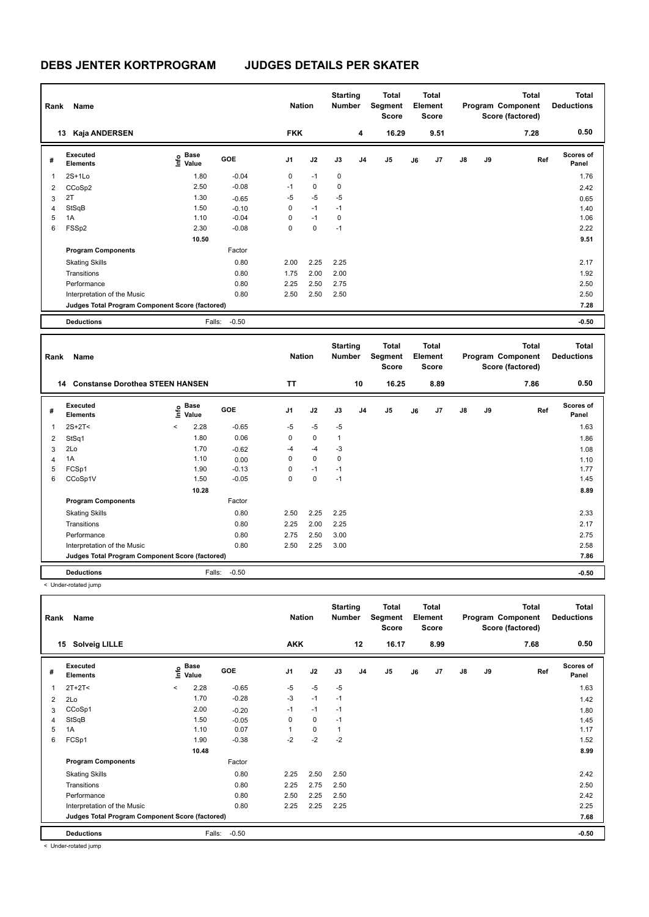# DEBS JENTER KORTPROGRAM JUDGES DETAILS PER SKATER

| Rank | Name | Nation | Starting Number | Total Segment Score | Total Element Score | Total Program Component Score (factored) | Total Deductions |
|---|---|---|---|---|---|---|---|
| 13 | Kaja ANDERSEN | FKK | 4 | 16.29 | 9.51 | 7.28 | 0.50 |

| # | Executed Elements | Info | Base Value | GOE | J1 | J2 | J3 | J4 | J5 | J6 | J7 | J8 | J9 | Ref | Scores of Panel |
|---|---|---|---|---|---|---|---|---|---|---|---|---|---|---|---|
| 1 | 2S+1Lo | | 1.80 | -0.04 | 0 | -1 | 0 | | | | | | | | 1.76 |
| 2 | CCoSp2 | | 2.50 | -0.08 | -1 | 0 | 0 | | | | | | | | 2.42 |
| 3 | 2T | | 1.30 | -0.65 | -5 | -5 | -5 | | | | | | | | 0.65 |
| 4 | StSqB | | 1.50 | -0.10 | 0 | -1 | -1 | | | | | | | | 1.40 |
| 5 | 1A | | 1.10 | -0.04 | 0 | -1 | 0 | | | | | | | | 1.06 |
| 6 | FSSp2 | | 2.30 | -0.08 | 0 | 0 | -1 | | | | | | | | 2.22 |
| | | | 10.50 | | | | | | | | | | | | 9.51 |
| | **Program Components** | | | Factor | | | | | | | | | | | |
| | Skating Skills | | | 0.80 | 2.00 | 2.25 | 2.25 | | | | | | | | 2.17 |
| | Transitions | | | 0.80 | 1.75 | 2.00 | 2.00 | | | | | | | | 1.92 |
| | Performance | | | 0.80 | 2.25 | 2.50 | 2.75 | | | | | | | | 2.50 |
| | Interpretation of the Music | | | 0.80 | 2.50 | 2.50 | 2.50 | | | | | | | | 2.50 |
| | **Judges Total Program Component Score (factored)** | | | | | | | | | | | | | | 7.28 |
| | **Deductions** | | Falls: | -0.50 | | | | | | | | | | | -0.50 |

| Rank | Name | Nation | Starting Number | Total Segment Score | Total Element Score | Total Program Component Score (factored) | Total Deductions |
|---|---|---|---|---|---|---|---|
| 14 | Constanse Dorothea STEEN HANSEN | TT | 10 | 16.25 | 8.89 | 7.86 | 0.50 |

| # | Executed Elements | Info | Base Value | GOE | J1 | J2 | J3 | J4 | J5 | J6 | J7 | J8 | J9 | Ref | Scores of Panel |
|---|---|---|---|---|---|---|---|---|---|---|---|---|---|---|---|
| 1 | 2S+2T< | < | 2.28 | -0.65 | -5 | -5 | -5 | | | | | | | | 1.63 |
| 2 | StSq1 | | 1.80 | 0.06 | 0 | 0 | 1 | | | | | | | | 1.86 |
| 3 | 2Lo | | 1.70 | -0.62 | -4 | -4 | -3 | | | | | | | | 1.08 |
| 4 | 1A | | 1.10 | 0.00 | 0 | 0 | 0 | | | | | | | | 1.10 |
| 5 | FCSp1 | | 1.90 | -0.13 | 0 | -1 | -1 | | | | | | | | 1.77 |
| 6 | CCoSp1V | | 1.50 | -0.05 | 0 | 0 | -1 | | | | | | | | 1.45 |
| | | | 10.28 | | | | | | | | | | | | 8.89 |
| | **Program Components** | | | Factor | | | | | | | | | | | |
| | Skating Skills | | | 0.80 | 2.50 | 2.25 | 2.25 | | | | | | | | 2.33 |
| | Transitions | | | 0.80 | 2.25 | 2.00 | 2.25 | | | | | | | | 2.17 |
| | Performance | | | 0.80 | 2.75 | 2.50 | 3.00 | | | | | | | | 2.75 |
| | Interpretation of the Music | | | 0.80 | 2.50 | 2.25 | 3.00 | | | | | | | | 2.58 |
| | **Judges Total Program Component Score (factored)** | | | | | | | | | | | | | | 7.86 |
| | **Deductions** | | Falls: | -0.50 | | | | | | | | | | | -0.50 |

< Under-rotated jump

| Rank | Name | Nation | Starting Number | Total Segment Score | Total Element Score | Total Program Component Score (factored) | Total Deductions |
|---|---|---|---|---|---|---|---|
| 15 | Solveig LILLE | AKK | 12 | 16.17 | 8.99 | 7.68 | 0.50 |

| # | Executed Elements | Info | Base Value | GOE | J1 | J2 | J3 | J4 | J5 | J6 | J7 | J8 | J9 | Ref | Scores of Panel |
|---|---|---|---|---|---|---|---|---|---|---|---|---|---|---|---|
| 1 | 2T+2T< | < | 2.28 | -0.65 | -5 | -5 | -5 | | | | | | | | 1.63 |
| 2 | 2Lo | | 1.70 | -0.28 | -3 | -1 | -1 | | | | | | | | 1.42 |
| 3 | CCoSp1 | | 2.00 | -0.20 | -1 | -1 | -1 | | | | | | | | 1.80 |
| 4 | StSqB | | 1.50 | -0.05 | 0 | 0 | -1 | | | | | | | | 1.45 |
| 5 | 1A | | 1.10 | 0.07 | 1 | 0 | 1 | | | | | | | | 1.17 |
| 6 | FCSp1 | | 1.90 | -0.38 | -2 | -2 | -2 | | | | | | | | 1.52 |
| | | | 10.48 | | | | | | | | | | | | 8.99 |
| | **Program Components** | | | Factor | | | | | | | | | | | |
| | Skating Skills | | | 0.80 | 2.25 | 2.50 | 2.50 | | | | | | | | 2.42 |
| | Transitions | | | 0.80 | 2.25 | 2.75 | 2.50 | | | | | | | | 2.50 |
| | Performance | | | 0.80 | 2.50 | 2.25 | 2.50 | | | | | | | | 2.42 |
| | Interpretation of the Music | | | 0.80 | 2.25 | 2.25 | 2.25 | | | | | | | | 2.25 |
| | **Judges Total Program Component Score (factored)** | | | | | | | | | | | | | | 7.68 |
| | **Deductions** | | Falls: | -0.50 | | | | | | | | | | | -0.50 |

< Under-rotated jump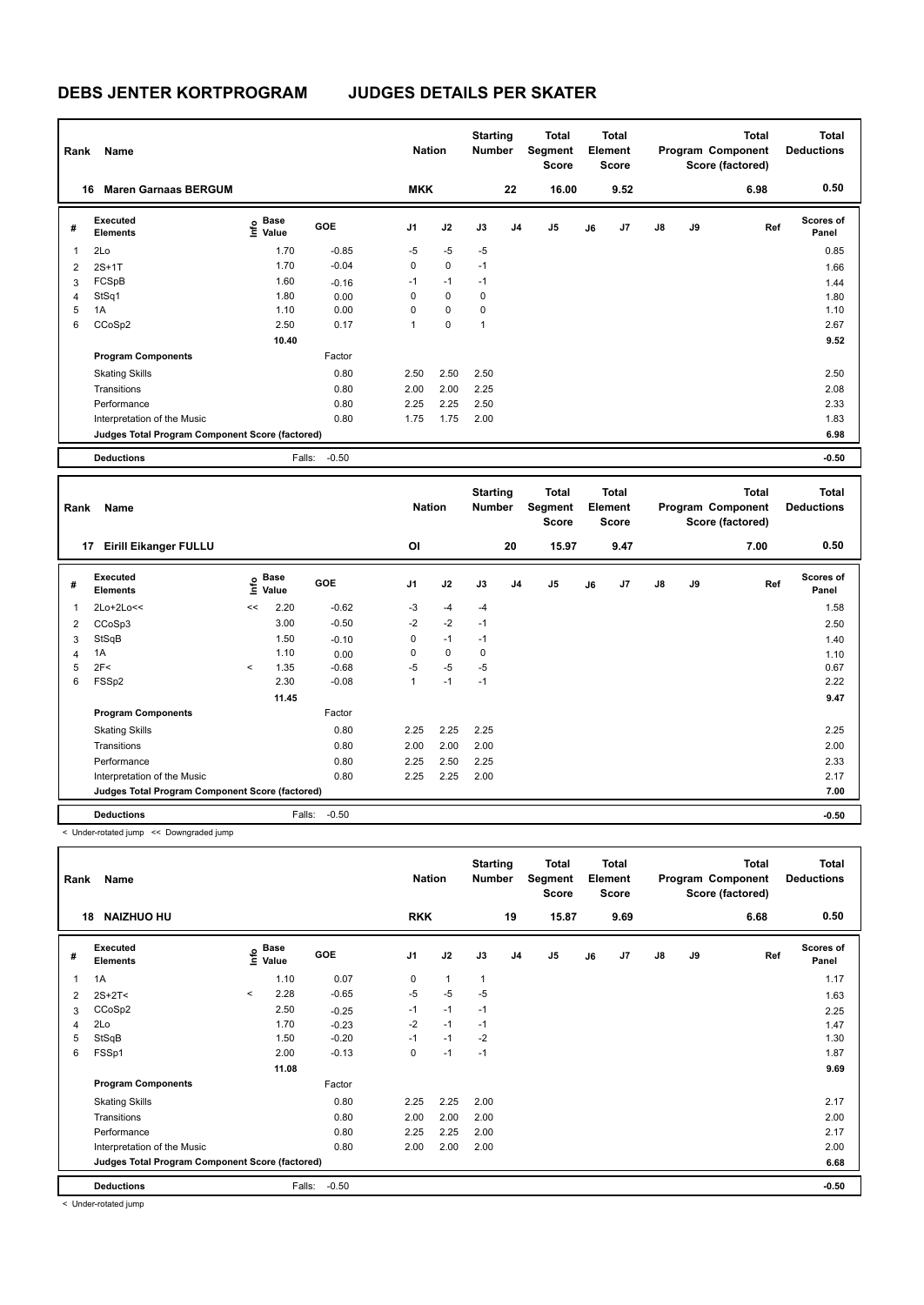# DEBS JENTER KORTPROGRAM    JUDGES DETAILS PER SKATER

| Rank | Name | Nation | Starting Number | Total Segment Score | Total Element Score | Total Program Component Score (factored) | Total Deductions |
|---|---|---|---|---|---|---|---|
| 16 | Maren Garnaas BERGUM | MKK | 22 | 16.00 | 9.52 | 6.98 | 0.50 |

| # | Executed Elements | Info | Base Value | GOE | J1 | J2 | J3 | J4 | J5 | J6 | J7 | J8 | J9 | Ref | Scores of Panel |
|---|---|---|---|---|---|---|---|---|---|---|---|---|---|---|---|
| 1 | 2Lo | | 1.70 | -0.85 | -5 | -5 | -5 | | | | | | | | 0.85 |
| 2 | 2S+1T | | 1.70 | -0.04 | 0 | 0 | -1 | | | | | | | | 1.66 |
| 3 | FCSpB | | 1.60 | -0.16 | -1 | -1 | -1 | | | | | | | | 1.44 |
| 4 | StSq1 | | 1.80 | 0.00 | 0 | 0 | 0 | | | | | | | | 1.80 |
| 5 | 1A | | 1.10 | 0.00 | 0 | 0 | 0 | | | | | | | | 1.10 |
| 6 | CCoSp2 | | 2.50 | 0.17 | 1 | 0 | 1 | | | | | | | | 2.67 |
| | | | 10.40 | | | | | | | | | | | | 9.52 |
| | **Program Components** | | | Factor | | | | | | | | | | | |
| | Skating Skills | | | 0.80 | 2.50 | 2.50 | 2.50 | | | | | | | | 2.50 |
| | Transitions | | | 0.80 | 2.00 | 2.00 | 2.25 | | | | | | | | 2.08 |
| | Performance | | | 0.80 | 2.25 | 2.25 | 2.50 | | | | | | | | 2.33 |
| | Interpretation of the Music | | | 0.80 | 1.75 | 1.75 | 2.00 | | | | | | | | 1.83 |
| | **Judges Total Program Component Score (factored)** | | | | | | | | | | | | | | 6.98 |
| | **Deductions** | | Falls: | -0.50 | | | | | | | | | | | -0.50 |

| Rank | Name | Nation | Starting Number | Total Segment Score | Total Element Score | Total Program Component Score (factored) | Total Deductions |
|---|---|---|---|---|---|---|---|
| 17 | Eirill Eikanger FULLU | OI | 20 | 15.97 | 9.47 | 7.00 | 0.50 |

| # | Executed Elements | Info | Base Value | GOE | J1 | J2 | J3 | J4 | J5 | J6 | J7 | J8 | J9 | Ref | Scores of Panel |
|---|---|---|---|---|---|---|---|---|---|---|---|---|---|---|---|
| 1 | 2Lo+2Lo<< | << | 2.20 | -0.62 | -3 | -4 | -4 | | | | | | | | 1.58 |
| 2 | CCoSp3 | | 3.00 | -0.50 | -2 | -2 | -1 | | | | | | | | 2.50 |
| 3 | StSqB | | 1.50 | -0.10 | 0 | -1 | -1 | | | | | | | | 1.40 |
| 4 | 1A | | 1.10 | 0.00 | 0 | 0 | 0 | | | | | | | | 1.10 |
| 5 | 2F< | < | 1.35 | -0.68 | -5 | -5 | -5 | | | | | | | | 0.67 |
| 6 | FSSp2 | | 2.30 | -0.08 | 1 | -1 | -1 | | | | | | | | 2.22 |
| | | | 11.45 | | | | | | | | | | | | 9.47 |
| | **Program Components** | | | Factor | | | | | | | | | | | |
| | Skating Skills | | | 0.80 | 2.25 | 2.25 | 2.25 | | | | | | | | 2.25 |
| | Transitions | | | 0.80 | 2.00 | 2.00 | 2.00 | | | | | | | | 2.00 |
| | Performance | | | 0.80 | 2.25 | 2.50 | 2.25 | | | | | | | | 2.33 |
| | Interpretation of the Music | | | 0.80 | 2.25 | 2.25 | 2.00 | | | | | | | | 2.17 |
| | **Judges Total Program Component Score (factored)** | | | | | | | | | | | | | | 7.00 |
| | **Deductions** | | Falls: | -0.50 | | | | | | | | | | | -0.50 |

< Under-rotated jump << Downgraded jump

| Rank | Name | Nation | Starting Number | Total Segment Score | Total Element Score | Total Program Component Score (factored) | Total Deductions |
|---|---|---|---|---|---|---|---|
| 18 | NAIZHUO HU | RKK | 19 | 15.87 | 9.69 | 6.68 | 0.50 |

| # | Executed Elements | Info | Base Value | GOE | J1 | J2 | J3 | J4 | J5 | J6 | J7 | J8 | J9 | Ref | Scores of Panel |
|---|---|---|---|---|---|---|---|---|---|---|---|---|---|---|---|
| 1 | 1A | | 1.10 | 0.07 | 0 | 1 | 1 | | | | | | | | 1.17 |
| 2 | 2S+2T< | < | 2.28 | -0.65 | -5 | -5 | -5 | | | | | | | | 1.63 |
| 3 | CCoSp2 | | 2.50 | -0.25 | -1 | -1 | -1 | | | | | | | | 2.25 |
| 4 | 2Lo | | 1.70 | -0.23 | -2 | -1 | -1 | | | | | | | | 1.47 |
| 5 | StSqB | | 1.50 | -0.20 | -1 | -1 | -2 | | | | | | | | 1.30 |
| 6 | FSSp1 | | 2.00 | -0.13 | 0 | -1 | -1 | | | | | | | | 1.87 |
| | | | 11.08 | | | | | | | | | | | | 9.69 |
| | **Program Components** | | | Factor | | | | | | | | | | | |
| | Skating Skills | | | 0.80 | 2.25 | 2.25 | 2.00 | | | | | | | | 2.17 |
| | Transitions | | | 0.80 | 2.00 | 2.00 | 2.00 | | | | | | | | 2.00 |
| | Performance | | | 0.80 | 2.25 | 2.25 | 2.00 | | | | | | | | 2.17 |
| | Interpretation of the Music | | | 0.80 | 2.00 | 2.00 | 2.00 | | | | | | | | 2.00 |
| | **Judges Total Program Component Score (factored)** | | | | | | | | | | | | | | 6.68 |
| | **Deductions** | | Falls: | -0.50 | | | | | | | | | | | -0.50 |

< Under-rotated jump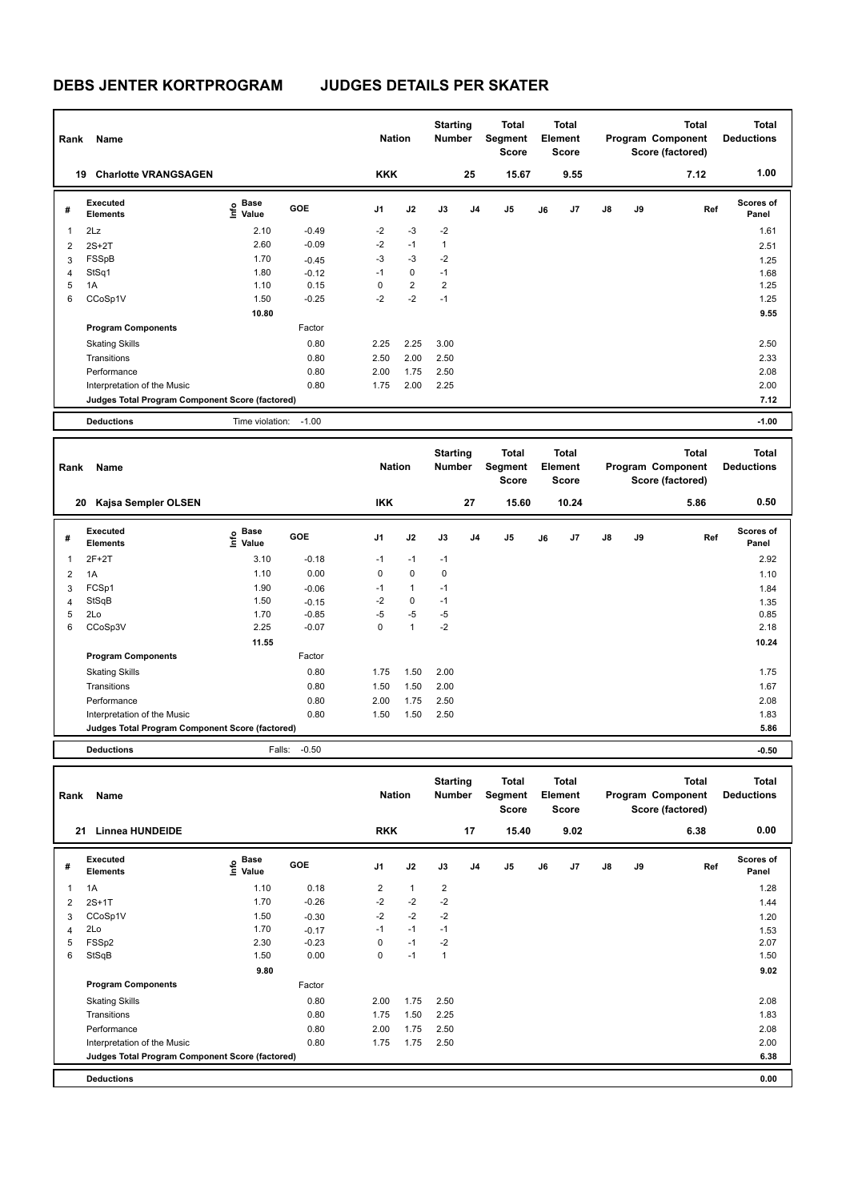# DEBS JENTER KORTPROGRAM    JUDGES DETAILS PER SKATER

| Rank | Name | Nation | Starting Number | Total Segment Score | Total Element Score | Total Program Component Score (factored) | Total Deductions |
|---|---|---|---|---|---|---|---|
| 19 | Charlotte VRANGSAGEN | KKK | 25 | 15.67 | 9.55 | 7.12 | 1.00 |

| # | Executed Elements | Info | Base Value | GOE | J1 | J2 | J3 | J4 | J5 | J6 | J7 | J8 | J9 | Ref | Scores of Panel |
|---|---|---|---|---|---|---|---|---|---|---|---|---|---|---|---|
| 1 | 2Lz | | 2.10 | -0.49 | -2 | -3 | -2 | | | | | | | | 1.61 |
| 2 | 2S+2T | | 2.60 | -0.09 | -2 | -1 | 1 | | | | | | | | 2.51 |
| 3 | FSSpB | | 1.70 | -0.45 | -3 | -3 | -2 | | | | | | | | 1.25 |
| 4 | StSq1 | | 1.80 | -0.12 | -1 | 0 | -1 | | | | | | | | 1.68 |
| 5 | 1A | | 1.10 | 0.15 | 0 | 2 | 2 | | | | | | | | 1.25 |
| 6 | CCoSp1V | | 1.50 | -0.25 | -2 | -2 | -1 | | | | | | | | 1.25 |
| | | | 10.80 | | | | | | | | | | | | 9.55 |

| Program Components | Factor | J1 | J2 | J3 | J4 | J5 | J6 | J7 | J8 | J9 | Scores of Panel |
|---|---|---|---|---|---|---|---|---|---|---|---|
| Skating Skills | 0.80 | 2.25 | 2.25 | 3.00 | | | | | | | 2.50 |
| Transitions | 0.80 | 2.50 | 2.00 | 2.50 | | | | | | | 2.33 |
| Performance | 0.80 | 2.00 | 1.75 | 2.50 | | | | | | | 2.08 |
| Interpretation of the Music | 0.80 | 1.75 | 2.00 | 2.25 | | | | | | | 2.00 |
| Judges Total Program Component Score (factored) | | | | | | | | | | | 7.12 |

| Deductions | Time violation: | -1.00 | -1.00 |
|---|---|---|---|

| Rank | Name | Nation | Starting Number | Total Segment Score | Total Element Score | Total Program Component Score (factored) | Total Deductions |
|---|---|---|---|---|---|---|---|
| 20 | Kajsa Sempler OLSEN | IKK | 27 | 15.60 | 10.24 | 5.86 | 0.50 |

| # | Executed Elements | Info | Base Value | GOE | J1 | J2 | J3 | J4 | J5 | J6 | J7 | J8 | J9 | Ref | Scores of Panel |
|---|---|---|---|---|---|---|---|---|---|---|---|---|---|---|---|
| 1 | 2F+2T | | 3.10 | -0.18 | -1 | -1 | -1 | | | | | | | | 2.92 |
| 2 | 1A | | 1.10 | 0.00 | 0 | 0 | 0 | | | | | | | | 1.10 |
| 3 | FCSp1 | | 1.90 | -0.06 | -1 | 1 | -1 | | | | | | | | 1.84 |
| 4 | StSqB | | 1.50 | -0.15 | -2 | 0 | -1 | | | | | | | | 1.35 |
| 5 | 2Lo | | 1.70 | -0.85 | -5 | -5 | -5 | | | | | | | | 0.85 |
| 6 | CCoSp3V | | 2.25 | -0.07 | 0 | 1 | -2 | | | | | | | | 2.18 |
| | | | 11.55 | | | | | | | | | | | | 10.24 |

| Program Components | Factor | J1 | J2 | J3 | J4 | J5 | J6 | J7 | J8 | J9 | Scores of Panel |
|---|---|---|---|---|---|---|---|---|---|---|---|
| Skating Skills | 0.80 | 1.75 | 1.50 | 2.00 | | | | | | | 1.75 |
| Transitions | 0.80 | 1.50 | 1.50 | 2.00 | | | | | | | 1.67 |
| Performance | 0.80 | 2.00 | 1.75 | 2.50 | | | | | | | 2.08 |
| Interpretation of the Music | 0.80 | 1.50 | 1.50 | 2.50 | | | | | | | 1.83 |
| Judges Total Program Component Score (factored) | | | | | | | | | | | 5.86 |

| Deductions | Falls: | -0.50 | -0.50 |
|---|---|---|---|

| Rank | Name | Nation | Starting Number | Total Segment Score | Total Element Score | Total Program Component Score (factored) | Total Deductions |
|---|---|---|---|---|---|---|---|
| 21 | Linnea HUNDEIDE | RKK | 17 | 15.40 | 9.02 | 6.38 | 0.00 |

| # | Executed Elements | Info | Base Value | GOE | J1 | J2 | J3 | J4 | J5 | J6 | J7 | J8 | J9 | Ref | Scores of Panel |
|---|---|---|---|---|---|---|---|---|---|---|---|---|---|---|---|
| 1 | 1A | | 1.10 | 0.18 | 2 | 1 | 2 | | | | | | | | 1.28 |
| 2 | 2S+1T | | 1.70 | -0.26 | -2 | -2 | -2 | | | | | | | | 1.44 |
| 3 | CCoSp1V | | 1.50 | -0.30 | -2 | -2 | -2 | | | | | | | | 1.20 |
| 4 | 2Lo | | 1.70 | -0.17 | -1 | -1 | -1 | | | | | | | | 1.53 |
| 5 | FSSp2 | | 2.30 | -0.23 | 0 | -1 | -2 | | | | | | | | 2.07 |
| 6 | StSqB | | 1.50 | 0.00 | 0 | -1 | 1 | | | | | | | | 1.50 |
| | | | 9.80 | | | | | | | | | | | | 9.02 |

| Program Components | Factor | J1 | J2 | J3 | J4 | J5 | J6 | J7 | J8 | J9 | Scores of Panel |
|---|---|---|---|---|---|---|---|---|---|---|---|
| Skating Skills | 0.80 | 2.00 | 1.75 | 2.50 | | | | | | | 2.08 |
| Transitions | 0.80 | 1.75 | 1.50 | 2.25 | | | | | | | 1.83 |
| Performance | 0.80 | 2.00 | 1.75 | 2.50 | | | | | | | 2.08 |
| Interpretation of the Music | 0.80 | 1.75 | 1.75 | 2.50 | | | | | | | 2.00 |
| Judges Total Program Component Score (factored) | | | | | | | | | | | 6.38 |

| Deductions | 0.00 |
|---|---|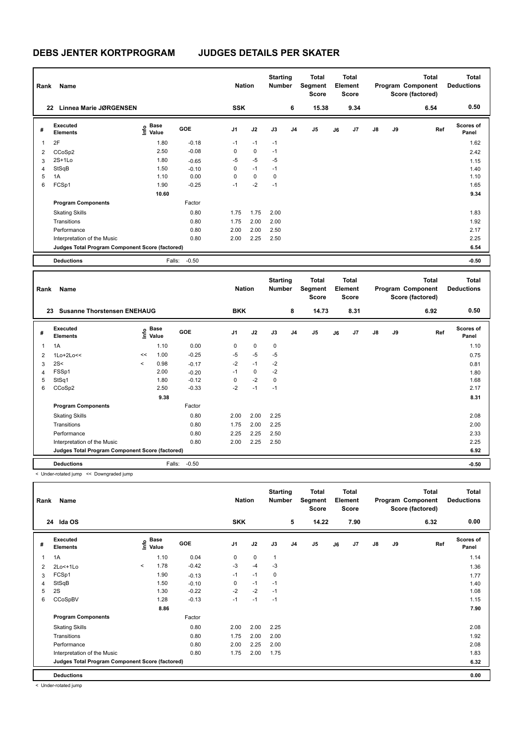# DEBS JENTER KORTPROGRAM JUDGES DETAILS PER SKATER

| Rank | Name | Nation | Starting Number | Total Segment Score | Total Element Score | Total Program Component Score (factored) | Total Deductions |
|---|---|---|---|---|---|---|---|
| 22 | Linnea Marie JØRGENSEN | SSK | 6 | 15.38 | 9.34 | 6.54 | 0.50 |

| # | Executed Elements | Info | Base Value | GOE | J1 | J2 | J3 | J4 | J5 | J6 | J7 | J8 | J9 | Ref | Scores of Panel |
|---|---|---|---|---|---|---|---|---|---|---|---|---|---|---|---|
| 1 | 2F | | 1.80 | -0.18 | -1 | -1 | -1 | | | | | | | | 1.62 |
| 2 | CCoSp2 | | 2.50 | -0.08 | 0 | 0 | -1 | | | | | | | | 2.42 |
| 3 | 2S+1Lo | | 1.80 | -0.65 | -5 | -5 | -5 | | | | | | | | 1.15 |
| 4 | StSqB | | 1.50 | -0.10 | 0 | -1 | -1 | | | | | | | | 1.40 |
| 5 | 1A | | 1.10 | 0.00 | 0 | 0 | 0 | | | | | | | | 1.10 |
| 6 | FCSp1 | | 1.90 | -0.25 | -1 | -2 | -1 | | | | | | | | 1.65 |
| | | | 10.60 | | | | | | | | | | | | 9.34 |
| | **Program Components** | | | Factor | | | | | | | | | | | |
| | Skating Skills | | | 0.80 | 1.75 | 1.75 | 2.00 | | | | | | | | 1.83 |
| | Transitions | | | 0.80 | 1.75 | 2.00 | 2.00 | | | | | | | | 1.92 |
| | Performance | | | 0.80 | 2.00 | 2.00 | 2.50 | | | | | | | | 2.17 |
| | Interpretation of the Music | | | 0.80 | 2.00 | 2.25 | 2.50 | | | | | | | | 2.25 |
| | **Judges Total Program Component Score (factored)** | | | | | | | | | | | | | | 6.54 |
| | **Deductions** | | Falls: | -0.50 | | | | | | | | | | | -0.50 |

| Rank | Name | Nation | Starting Number | Total Segment Score | Total Element Score | Total Program Component Score (factored) | Total Deductions |
|---|---|---|---|---|---|---|---|
| 23 | Susanne Thorstensen ENEHAUG | BKK | 8 | 14.73 | 8.31 | 6.92 | 0.50 |

| # | Executed Elements | Info | Base Value | GOE | J1 | J2 | J3 | J4 | J5 | J6 | J7 | J8 | J9 | Ref | Scores of Panel |
|---|---|---|---|---|---|---|---|---|---|---|---|---|---|---|---|
| 1 | 1A | | 1.10 | 0.00 | 0 | 0 | 0 | | | | | | | | 1.10 |
| 2 | 1Lo+2Lo<< | << | 1.00 | -0.25 | -5 | -5 | -5 | | | | | | | | 0.75 |
| 3 | 2S< | < | 0.98 | -0.17 | -2 | -1 | -2 | | | | | | | | 0.81 |
| 4 | FSSp1 | | 2.00 | -0.20 | -1 | 0 | -2 | | | | | | | | 1.80 |
| 5 | StSq1 | | 1.80 | -0.12 | 0 | -2 | 0 | | | | | | | | 1.68 |
| 6 | CCoSp2 | | 2.50 | -0.33 | -2 | -1 | -1 | | | | | | | | 2.17 |
| | | | 9.38 | | | | | | | | | | | | 8.31 |
| | **Program Components** | | | Factor | | | | | | | | | | | |
| | Skating Skills | | | 0.80 | 2.00 | 2.00 | 2.25 | | | | | | | | 2.08 |
| | Transitions | | | 0.80 | 1.75 | 2.00 | 2.25 | | | | | | | | 2.00 |
| | Performance | | | 0.80 | 2.25 | 2.25 | 2.50 | | | | | | | | 2.33 |
| | Interpretation of the Music | | | 0.80 | 2.00 | 2.25 | 2.50 | | | | | | | | 2.25 |
| | **Judges Total Program Component Score (factored)** | | | | | | | | | | | | | | 6.92 |
| | **Deductions** | | Falls: | -0.50 | | | | | | | | | | | -0.50 |

< Under-rotated jump << Downgraded jump

| Rank | Name | Nation | Starting Number | Total Segment Score | Total Element Score | Total Program Component Score (factored) | Total Deductions |
|---|---|---|---|---|---|---|---|
| 24 | Ida OS | SKK | 5 | 14.22 | 7.90 | 6.32 | 0.00 |

| # | Executed Elements | Info | Base Value | GOE | J1 | J2 | J3 | J4 | J5 | J6 | J7 | J8 | J9 | Ref | Scores of Panel |
|---|---|---|---|---|---|---|---|---|---|---|---|---|---|---|---|
| 1 | 1A | | 1.10 | 0.04 | 0 | 0 | 1 | | | | | | | | 1.14 |
| 2 | 2Lo<+1Lo | < | 1.78 | -0.42 | -3 | -4 | -3 | | | | | | | | 1.36 |
| 3 | FCSp1 | | 1.90 | -0.13 | -1 | -1 | 0 | | | | | | | | 1.77 |
| 4 | StSqB | | 1.50 | -0.10 | 0 | -1 | -1 | | | | | | | | 1.40 |
| 5 | 2S | | 1.30 | -0.22 | -2 | -2 | -1 | | | | | | | | 1.08 |
| 6 | CCoSpBV | | 1.28 | -0.13 | -1 | -1 | -1 | | | | | | | | 1.15 |
| | | | 8.86 | | | | | | | | | | | | 7.90 |
| | **Program Components** | | | Factor | | | | | | | | | | | |
| | Skating Skills | | | 0.80 | 2.00 | 2.00 | 2.25 | | | | | | | | 2.08 |
| | Transitions | | | 0.80 | 1.75 | 2.00 | 2.00 | | | | | | | | 1.92 |
| | Performance | | | 0.80 | 2.00 | 2.25 | 2.00 | | | | | | | | 2.08 |
| | Interpretation of the Music | | | 0.80 | 1.75 | 2.00 | 1.75 | | | | | | | | 1.83 |
| | **Judges Total Program Component Score (factored)** | | | | | | | | | | | | | | 6.32 |
| | **Deductions** | | | | | | | | | | | | | | 0.00 |

< Under-rotated jump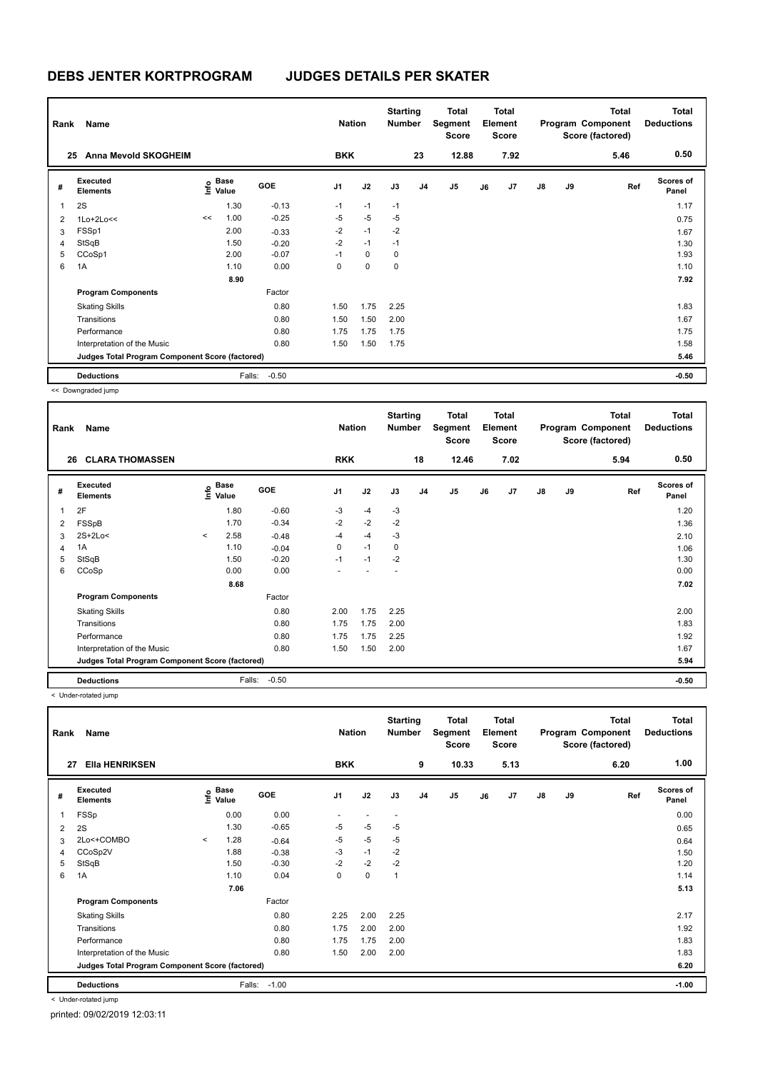# DEBS JENTER KORTPROGRAM JUDGES DETAILS PER SKATER

| Rank | Name | Nation | Starting Number | Total Segment Score | Total Element Score | Total Program Component Score (factored) | Total Deductions |
|---|---|---|---|---|---|---|---|
| 25 | Anna Mevold SKOGHEIM | BKK | 23 | 12.88 | 7.92 | 5.46 | 0.50 |

| # | Executed Elements | Info | Base Value | GOE | J1 | J2 | J3 | J4 | J5 | J6 | J7 | J8 | J9 | Ref | Scores of Panel |
|---|---|---|---|---|---|---|---|---|---|---|---|---|---|---|---|
| 1 | 2S | | 1.30 | -0.13 | -1 | -1 | -1 | | | | | | | | 1.17 |
| 2 | 1Lo+2Lo<< | << | 1.00 | -0.25 | -5 | -5 | -5 | | | | | | | | 0.75 |
| 3 | FSSp1 | | 2.00 | -0.33 | -2 | -1 | -2 | | | | | | | | 1.67 |
| 4 | StSqB | | 1.50 | -0.20 | -2 | -1 | -1 | | | | | | | | 1.30 |
| 5 | CCoSp1 | | 2.00 | -0.07 | -1 | 0 | 0 | | | | | | | | 1.93 |
| 6 | 1A | | 1.10 | 0.00 | 0 | 0 | 0 | | | | | | | | 1.10 |
| | | | 8.90 | | | | | | | | | | | | 7.92 |
| | **Program Components** | | | Factor | | | | | | | | | | | |
| | Skating Skills | | | 0.80 | 1.50 | 1.75 | 2.25 | | | | | | | | 1.83 |
| | Transitions | | | 0.80 | 1.50 | 1.50 | 2.00 | | | | | | | | 1.67 |
| | Performance | | | 0.80 | 1.75 | 1.75 | 1.75 | | | | | | | | 1.75 |
| | Interpretation of the Music | | | 0.80 | 1.50 | 1.50 | 1.75 | | | | | | | | 1.58 |
| | **Judges Total Program Component Score (factored)** | | | | | | | | | | | | | | 5.46 |
| | **Deductions** | | Falls: | -0.50 | | | | | | | | | | | -0.50 |

<< Downgraded jump

| Rank | Name | Nation | Starting Number | Total Segment Score | Total Element Score | Total Program Component Score (factored) | Total Deductions |
|---|---|---|---|---|---|---|---|
| 26 | CLARA THOMASSEN | RKK | 18 | 12.46 | 7.02 | 5.94 | 0.50 |

| # | Executed Elements | Info | Base Value | GOE | J1 | J2 | J3 | J4 | J5 | J6 | J7 | J8 | J9 | Ref | Scores of Panel |
|---|---|---|---|---|---|---|---|---|---|---|---|---|---|---|---|
| 1 | 2F | | 1.80 | -0.60 | -3 | -4 | -3 | | | | | | | | 1.20 |
| 2 | FSSpB | | 1.70 | -0.34 | -2 | -2 | -2 | | | | | | | | 1.36 |
| 3 | 2S+2Lo< | < | 2.58 | -0.48 | -4 | -4 | -3 | | | | | | | | 2.10 |
| 4 | 1A | | 1.10 | -0.04 | 0 | -1 | 0 | | | | | | | | 1.06 |
| 5 | StSqB | | 1.50 | -0.20 | -1 | -1 | -2 | | | | | | | | 1.30 |
| 6 | CCoSp | | 0.00 | 0.00 | - | - | - | | | | | | | | 0.00 |
| | | | 8.68 | | | | | | | | | | | | 7.02 |
| | **Program Components** | | | Factor | | | | | | | | | | | |
| | Skating Skills | | | 0.80 | 2.00 | 1.75 | 2.25 | | | | | | | | 2.00 |
| | Transitions | | | 0.80 | 1.75 | 1.75 | 2.00 | | | | | | | | 1.83 |
| | Performance | | | 0.80 | 1.75 | 1.75 | 2.25 | | | | | | | | 1.92 |
| | Interpretation of the Music | | | 0.80 | 1.50 | 1.50 | 2.00 | | | | | | | | 1.67 |
| | **Judges Total Program Component Score (factored)** | | | | | | | | | | | | | | 5.94 |
| | **Deductions** | | Falls: | -0.50 | | | | | | | | | | | -0.50 |

< Under-rotated jump

| Rank | Name | Nation | Starting Number | Total Segment Score | Total Element Score | Total Program Component Score (factored) | Total Deductions |
|---|---|---|---|---|---|---|---|
| 27 | Ella HENRIKSEN | BKK | 9 | 10.33 | 5.13 | 6.20 | 1.00 |

| # | Executed Elements | Info | Base Value | GOE | J1 | J2 | J3 | J4 | J5 | J6 | J7 | J8 | J9 | Ref | Scores of Panel |
|---|---|---|---|---|---|---|---|---|---|---|---|---|---|---|---|
| 1 | FSSp | | 0.00 | 0.00 | - | - | - | | | | | | | | 0.00 |
| 2 | 2S | | 1.30 | -0.65 | -5 | -5 | -5 | | | | | | | | 0.65 |
| 3 | 2Lo<+COMBO | < | 1.28 | -0.64 | -5 | -5 | -5 | | | | | | | | 0.64 |
| 4 | CCoSp2V | | 1.88 | -0.38 | -3 | -1 | -2 | | | | | | | | 1.50 |
| 5 | StSqB | | 1.50 | -0.30 | -2 | -2 | -2 | | | | | | | | 1.20 |
| 6 | 1A | | 1.10 | 0.04 | 0 | 0 | 1 | | | | | | | | 1.14 |
| | | | 7.06 | | | | | | | | | | | | 5.13 |
| | **Program Components** | | | Factor | | | | | | | | | | | |
| | Skating Skills | | | 0.80 | 2.25 | 2.00 | 2.25 | | | | | | | | 2.17 |
| | Transitions | | | 0.80 | 1.75 | 2.00 | 2.00 | | | | | | | | 1.92 |
| | Performance | | | 0.80 | 1.75 | 1.75 | 2.00 | | | | | | | | 1.83 |
| | Interpretation of the Music | | | 0.80 | 1.50 | 2.00 | 2.00 | | | | | | | | 1.83 |
| | **Judges Total Program Component Score (factored)** | | | | | | | | | | | | | | 6.20 |
| | **Deductions** | | Falls: | -1.00 | | | | | | | | | | | -1.00 |

< Under-rotated jump

printed: 09/02/2019 12:03:11